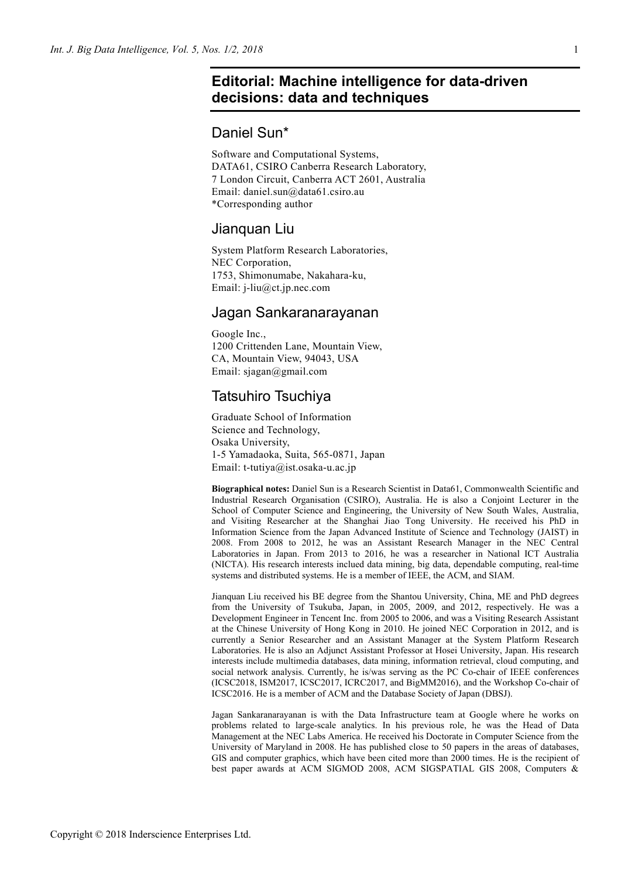# Editorial: Machine intelligence for data-driven decisions: data and techniques

## Daniel Sun*

Software and Computational Systems,
DATA61, CSIRO Canberra Research Laboratory,
7 London Circuit, Canberra ACT 2601, Australia
Email: daniel.sun@data61.csiro.au
*Corresponding author

## Jianquan Liu

System Platform Research Laboratories,
NEC Corporation,
1753, Shimonumabe, Nakahara-ku,
Email: j-liu@ct.jp.nec.com

## Jagan Sankaranarayanan

Google Inc.,
1200 Crittenden Lane, Mountain View,
CA, Mountain View, 94043, USA
Email: sjagan@gmail.com

## Tatsuhiro Tsuchiya

Graduate School of Information
Science and Technology,
Osaka University,
1-5 Yamadaoka, Suita, 565-0871, Japan
Email: t-tutiya@ist.osaka-u.ac.jp

**Biographical notes:** Daniel Sun is a Research Scientist in Data61, Commonwealth Scientific and Industrial Research Organisation (CSIRO), Australia. He is also a Conjoint Lecturer in the School of Computer Science and Engineering, the University of New South Wales, Australia, and Visiting Researcher at the Shanghai Jiao Tong University. He received his PhD in Information Science from the Japan Advanced Institute of Science and Technology (JAIST) in 2008. From 2008 to 2012, he was an Assistant Research Manager in the NEC Central Laboratories in Japan. From 2013 to 2016, he was a researcher in National ICT Australia (NICTA). His research interests inclued data mining, big data, dependable computing, real-time systems and distributed systems. He is a member of IEEE, the ACM, and SIAM.

Jianquan Liu received his BE degree from the Shantou University, China, ME and PhD degrees from the University of Tsukuba, Japan, in 2005, 2009, and 2012, respectively. He was a Development Engineer in Tencent Inc. from 2005 to 2006, and was a Visiting Research Assistant at the Chinese University of Hong Kong in 2010. He joined NEC Corporation in 2012, and is currently a Senior Researcher and an Assistant Manager at the System Platform Research Laboratories. He is also an Adjunct Assistant Professor at Hosei University, Japan. His research interests include multimedia databases, data mining, information retrieval, cloud computing, and social network analysis. Currently, he is/was serving as the PC Co-chair of IEEE conferences (ICSC2018, ISM2017, ICSC2017, ICRC2017, and BigMM2016), and the Workshop Co-chair of ICSC2016. He is a member of ACM and the Database Society of Japan (DBSJ).

Jagan Sankaranarayanan is with the Data Infrastructure team at Google where he works on problems related to large-scale analytics. In his previous role, he was the Head of Data Management at the NEC Labs America. He received his Doctorate in Computer Science from the University of Maryland in 2008. He has published close to 50 papers in the areas of databases, GIS and computer graphics, which have been cited more than 2000 times. He is the recipient of best paper awards at ACM SIGMOD 2008, ACM SIGSPATIAL GIS 2008, Computers &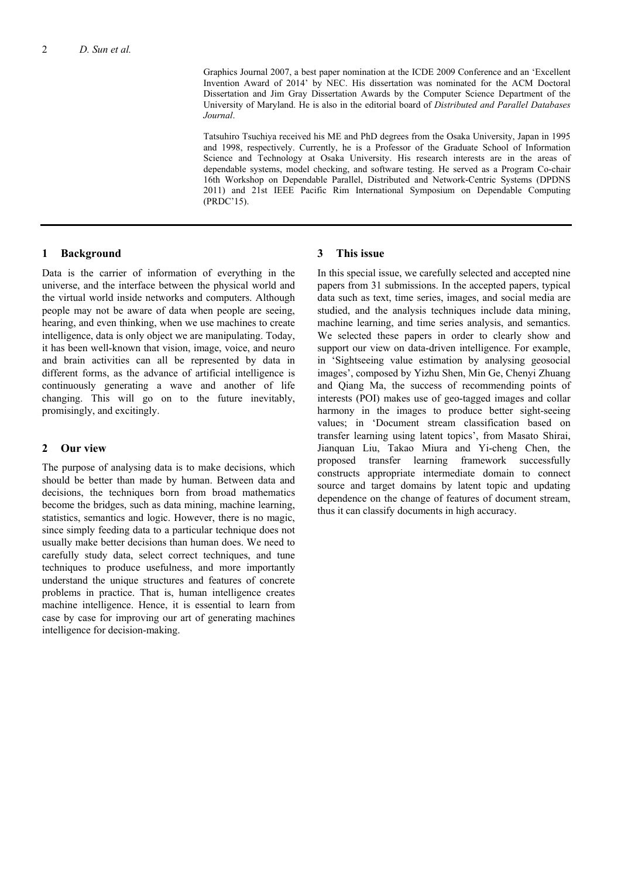Graphics Journal 2007, a best paper nomination at the ICDE 2009 Conference and an 'Excellent Invention Award of 2014' by NEC. His dissertation was nominated for the ACM Doctoral Dissertation and Jim Gray Dissertation Awards by the Computer Science Department of the University of Maryland. He is also in the editorial board of *Distributed and Parallel Databases Journal*.

Tatsuhiro Tsuchiya received his ME and PhD degrees from the Osaka University, Japan in 1995 and 1998, respectively. Currently, he is a Professor of the Graduate School of Information Science and Technology at Osaka University. His research interests are in the areas of dependable systems, model checking, and software testing. He served as a Program Co-chair 16th Workshop on Dependable Parallel, Distributed and Network-Centric Systems (DPDNS 2011) and 21st IEEE Pacific Rim International Symposium on Dependable Computing (PRDC'15).

## 1 Background

Data is the carrier of information of everything in the universe, and the interface between the physical world and the virtual world inside networks and computers. Although people may not be aware of data when people are seeing, hearing, and even thinking, when we use machines to create intelligence, data is only object we are manipulating. Today, it has been well-known that vision, image, voice, and neuro and brain activities can all be represented by data in different forms, as the advance of artificial intelligence is continuously generating a wave and another of life changing. This will go on to the future inevitably, promisingly, and excitingly.

## 2 Our view

The purpose of analysing data is to make decisions, which should be better than made by human. Between data and decisions, the techniques born from broad mathematics become the bridges, such as data mining, machine learning, statistics, semantics and logic. However, there is no magic, since simply feeding data to a particular technique does not usually make better decisions than human does. We need to carefully study data, select correct techniques, and tune techniques to produce usefulness, and more importantly understand the unique structures and features of concrete problems in practice. That is, human intelligence creates machine intelligence. Hence, it is essential to learn from case by case for improving our art of generating machines intelligence for decision-making.

## 3 This issue

In this special issue, we carefully selected and accepted nine papers from 31 submissions. In the accepted papers, typical data such as text, time series, images, and social media are studied, and the analysis techniques include data mining, machine learning, and time series analysis, and semantics. We selected these papers in order to clearly show and support our view on data-driven intelligence. For example, in 'Sightseeing value estimation by analysing geosocial images', composed by Yizhu Shen, Min Ge, Chenyi Zhuang and Qiang Ma, the success of recommending points of interests (POI) makes use of geo-tagged images and collar harmony in the images to produce better sight-seeing values; in 'Document stream classification based on transfer learning using latent topics', from Masato Shirai, Jianquan Liu, Takao Miura and Yi-cheng Chen, the proposed transfer learning framework successfully constructs appropriate intermediate domain to connect source and target domains by latent topic and updating dependence on the change of features of document stream, thus it can classify documents in high accuracy.